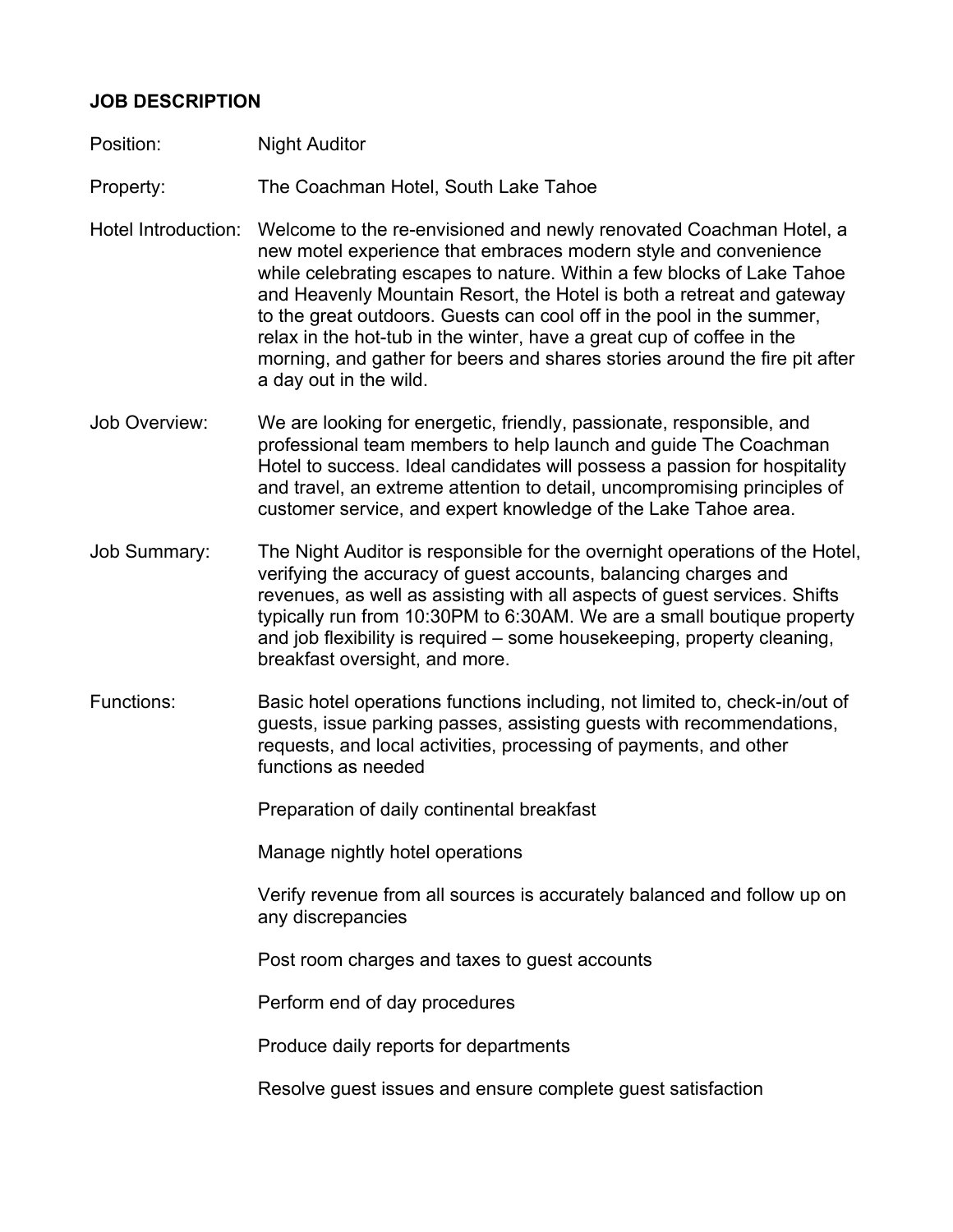## JOB DESCRIPTION

**Position:** Night Auditor

**Property:** The Coachman Hotel, South Lake Tahoe

**Hotel Introduction:** Welcome to the re-envisioned and newly renovated Coachman Hotel, a new motel experience that embraces modern style and convenience while celebrating escapes to nature. Within a few blocks of Lake Tahoe and Heavenly Mountain Resort, the Hotel is both a retreat and gateway to the great outdoors. Guests can cool off in the pool in the summer, relax in the hot-tub in the winter, have a great cup of coffee in the morning, and gather for beers and shares stories around the fire pit after a day out in the wild.

**Job Overview:** We are looking for energetic, friendly, passionate, responsible, and professional team members to help launch and guide The Coachman Hotel to success. Ideal candidates will possess a passion for hospitality and travel, an extreme attention to detail, uncompromising principles of customer service, and expert knowledge of the Lake Tahoe area.

**Job Summary:** The Night Auditor is responsible for the overnight operations of the Hotel, verifying the accuracy of guest accounts, balancing charges and revenues, as well as assisting with all aspects of guest services. Shifts typically run from 10:30PM to 6:30AM. We are a small boutique property and job flexibility is required – some housekeeping, property cleaning, breakfast oversight, and more.

**Functions:**

Basic hotel operations functions including, not limited to, check-in/out of guests, issue parking passes, assisting guests with recommendations, requests, and local activities, processing of payments, and other functions as needed

Preparation of daily continental breakfast

Manage nightly hotel operations

Verify revenue from all sources is accurately balanced and follow up on any discrepancies

Post room charges and taxes to guest accounts

Perform end of day procedures

Produce daily reports for departments

Resolve guest issues and ensure complete guest satisfaction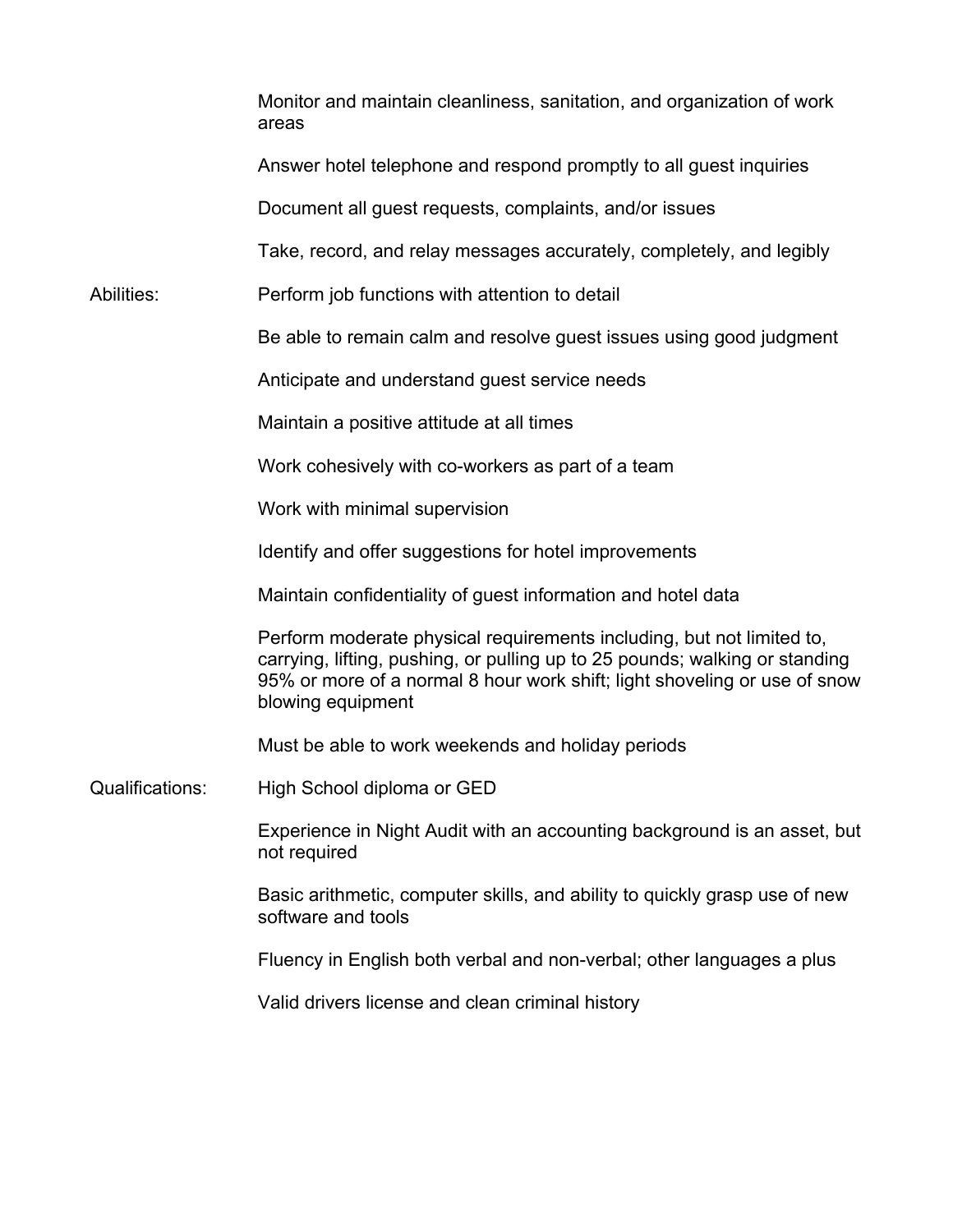Monitor and maintain cleanliness, sanitation, and organization of work areas

Answer hotel telephone and respond promptly to all guest inquiries

Document all guest requests, complaints, and/or issues

Take, record, and relay messages accurately, completely, and legibly

**Abilities:**

Perform job functions with attention to detail

Be able to remain calm and resolve guest issues using good judgment

Anticipate and understand guest service needs

Maintain a positive attitude at all times

Work cohesively with co-workers as part of a team

Work with minimal supervision

Identify and offer suggestions for hotel improvements

Maintain confidentiality of guest information and hotel data

Perform moderate physical requirements including, but not limited to, carrying, lifting, pushing, or pulling up to 25 pounds; walking or standing 95% or more of a normal 8 hour work shift; light shoveling or use of snow blowing equipment

Must be able to work weekends and holiday periods

**Qualifications:**

High School diploma or GED

Experience in Night Audit with an accounting background is an asset, but not required

Basic arithmetic, computer skills, and ability to quickly grasp use of new software and tools

Fluency in English both verbal and non-verbal; other languages a plus

Valid drivers license and clean criminal history